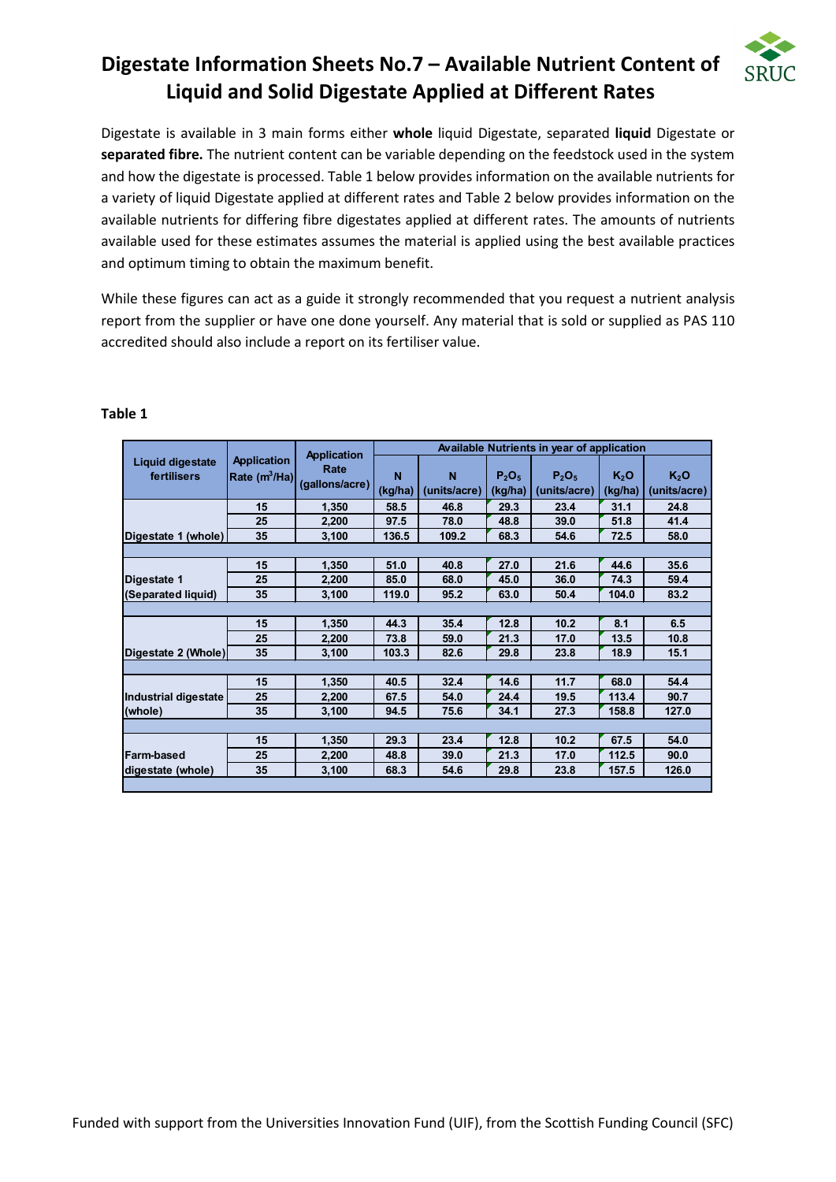# Digestate Information Sheets No.7 – Available Nutrient Content of Liquid and Solid Digestate Applied at Different Rates

Digestate is available in 3 main forms either **whole** liquid Digestate, separated **liquid** Digestate or **separated fibre.** The nutrient content can be variable depending on the feedstock used in the system and how the digestate is processed. Table 1 below provides information on the available nutrients for a variety of liquid Digestate applied at different rates and Table 2 below provides information on the available nutrients for differing fibre digestates applied at different rates. The amounts of nutrients available used for these estimates assumes the material is applied using the best available practices and optimum timing to obtain the maximum benefit.

While these figures can act as a guide it strongly recommended that you request a nutrient analysis report from the supplier or have one done yourself. Any material that is sold or supplied as PAS 110 accredited should also include a report on its fertiliser value.

**Table 1**

| Liquid digestate fertilisers | Application Rate ($m^3$/Ha) | Application Rate (gallons/acre) | Available Nutrients in year of application | | | | | |
|---|---|---|---|---|---|---|---|---|
| | | | N (kg/ha) | N (units/acre) | $P_2O_5$ (kg/ha) | $P_2O_5$ (units/acre) | $K_2O$ (kg/ha) | $K_2O$ (units/acre) |
| Digestate 1 (whole) | 15 | 1,350 | 58.5 | 46.8 | 29.3 | 23.4 | 31.1 | 24.8 |
| | 25 | 2,200 | 97.5 | 78.0 | 48.8 | 39.0 | 51.8 | 41.4 |
| | 35 | 3,100 | 136.5 | 109.2 | 68.3 | 54.6 | 72.5 | 58.0 |
| Digestate 1 (Separated liquid) | 15 | 1,350 | 51.0 | 40.8 | 27.0 | 21.6 | 44.6 | 35.6 |
| | 25 | 2,200 | 85.0 | 68.0 | 45.0 | 36.0 | 74.3 | 59.4 |
| | 35 | 3,100 | 119.0 | 95.2 | 63.0 | 50.4 | 104.0 | 83.2 |
| Digestate 2 (Whole) | 15 | 1,350 | 44.3 | 35.4 | 12.8 | 10.2 | 8.1 | 6.5 |
| | 25 | 2,200 | 73.8 | 59.0 | 21.3 | 17.0 | 13.5 | 10.8 |
| | 35 | 3,100 | 103.3 | 82.6 | 29.8 | 23.8 | 18.9 | 15.1 |
| Industrial digestate (whole) | 15 | 1,350 | 40.5 | 32.4 | 14.6 | 11.7 | 68.0 | 54.4 |
| | 25 | 2,200 | 67.5 | 54.0 | 24.4 | 19.5 | 113.4 | 90.7 |
| | 35 | 3,100 | 94.5 | 75.6 | 34.1 | 27.3 | 158.8 | 127.0 |
| Farm-based digestate (whole) | 15 | 1,350 | 29.3 | 23.4 | 12.8 | 10.2 | 67.5 | 54.0 |
| | 25 | 2,200 | 48.8 | 39.0 | 21.3 | 17.0 | 112.5 | 90.0 |
| | 35 | 3,100 | 68.3 | 54.6 | 29.8 | 23.8 | 157.5 | 126.0 |

Funded with support from the Universities Innovation Fund (UIF), from the Scottish Funding Council (SFC)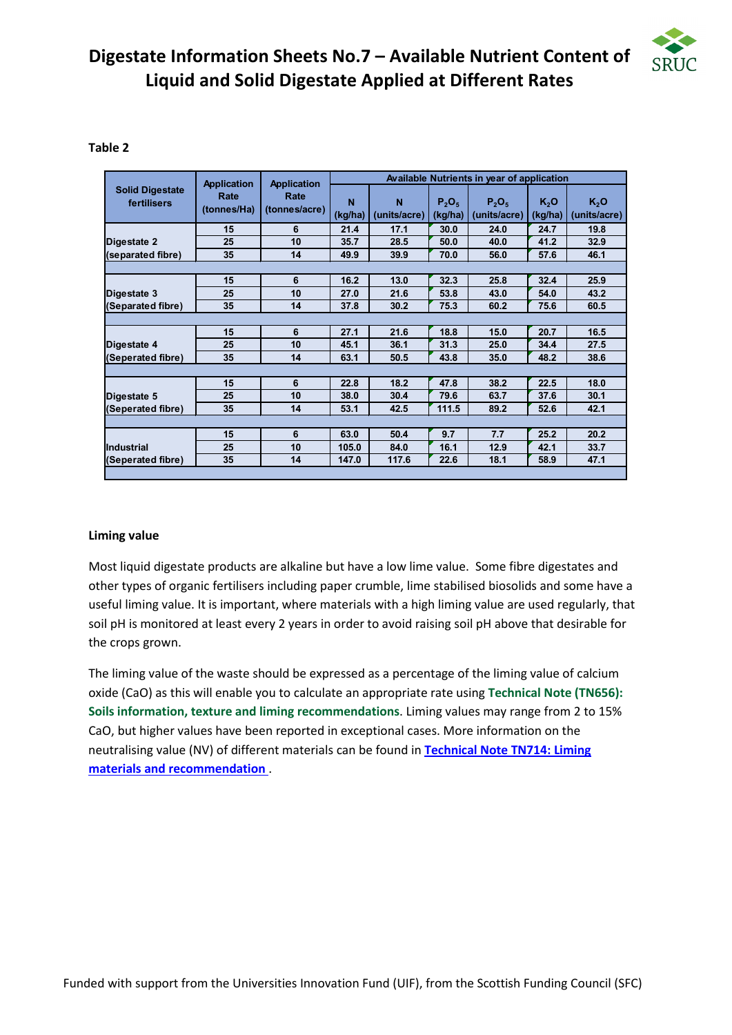# Digestate Information Sheets No.7 – Available Nutrient Content of Liquid and Solid Digestate Applied at Different Rates

**Table 2**

| Solid Digestate fertilisers | Application Rate (tonnes/Ha) | Application Rate (tonnes/acre) | Available Nutrients in year of application | | | | | |
|---|---|---|---|---|---|---|---|---|
| | | | N (kg/ha) | N (units/acre) | $P_2O_5$ (kg/ha) | $P_2O_5$ (units/acre) | $K_2O$ (kg/ha) | $K_2O$ (units/acre) |
| Digestate 2 (separated fibre) | 15 | 6 | 21.4 | 17.1 | 30.0 | 24.0 | 24.7 | 19.8 |
| | 25 | 10 | 35.7 | 28.5 | 50.0 | 40.0 | 41.2 | 32.9 |
| | 35 | 14 | 49.9 | 39.9 | 70.0 | 56.0 | 57.6 | 46.1 |
| Digestate 3 (Separated fibre) | 15 | 6 | 16.2 | 13.0 | 32.3 | 25.8 | 32.4 | 25.9 |
| | 25 | 10 | 27.0 | 21.6 | 53.8 | 43.0 | 54.0 | 43.2 |
| | 35 | 14 | 37.8 | 30.2 | 75.3 | 60.2 | 75.6 | 60.5 |
| Digestate 4 (Seperated fibre) | 15 | 6 | 27.1 | 21.6 | 18.8 | 15.0 | 20.7 | 16.5 |
| | 25 | 10 | 45.1 | 36.1 | 31.3 | 25.0 | 34.4 | 27.5 |
| | 35 | 14 | 63.1 | 50.5 | 43.8 | 35.0 | 48.2 | 38.6 |
| Digestate 5 (Seperated fibre) | 15 | 6 | 22.8 | 18.2 | 47.8 | 38.2 | 22.5 | 18.0 |
| | 25 | 10 | 38.0 | 30.4 | 79.6 | 63.7 | 37.6 | 30.1 |
| | 35 | 14 | 53.1 | 42.5 | 111.5 | 89.2 | 52.6 | 42.1 |
| Industrial (Seperated fibre) | 15 | 6 | 63.0 | 50.4 | 9.7 | 7.7 | 25.2 | 20.2 |
| | 25 | 10 | 105.0 | 84.0 | 16.1 | 12.9 | 42.1 | 33.7 |
| | 35 | 14 | 147.0 | 117.6 | 22.6 | 18.1 | 58.9 | 47.1 |

**Liming value**

Most liquid digestate products are alkaline but have a low lime value. Some fibre digestates and other types of organic fertilisers including paper crumble, lime stabilised biosolids and some have a useful liming value. It is important, where materials with a high liming value are used regularly, that soil pH is monitored at least every 2 years in order to avoid raising soil pH above that desirable for the crops grown.

The liming value of the waste should be expressed as a percentage of the liming value of calcium oxide (CaO) as this will enable you to calculate an appropriate rate using **Technical Note (TN656): Soils information, texture and liming recommendations**. Liming values may range from 2 to 15% CaO, but higher values have been reported in exceptional cases. More information on the neutralising value (NV) of different materials can be found in **Technical Note TN714: Liming materials and recommendation** .

Funded with support from the Universities Innovation Fund (UIF), from the Scottish Funding Council (SFC)